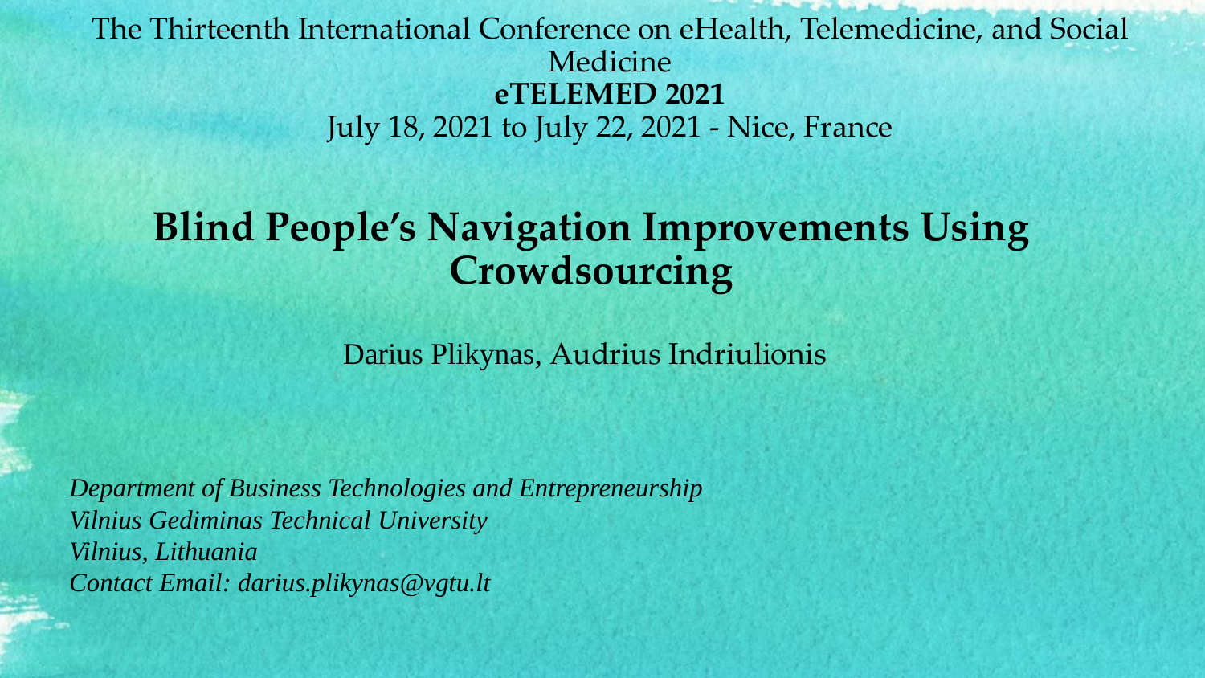The Thirteenth International Conference on eHealth, Telemedicine, and Social Medicine

**eTELEMED 2021**

July 18, 2021 to July 22, 2021 - Nice, France

# Blind People's Navigation Improvements Using Crowdsourcing

Darius Plikynas, Audrius Indriulionis

*Department of Business Technologies and Entrepreneurship*
*Vilnius Gediminas Technical University*
*Vilnius, Lithuania*
*Contact Email: darius.plikynas@vgtu.lt*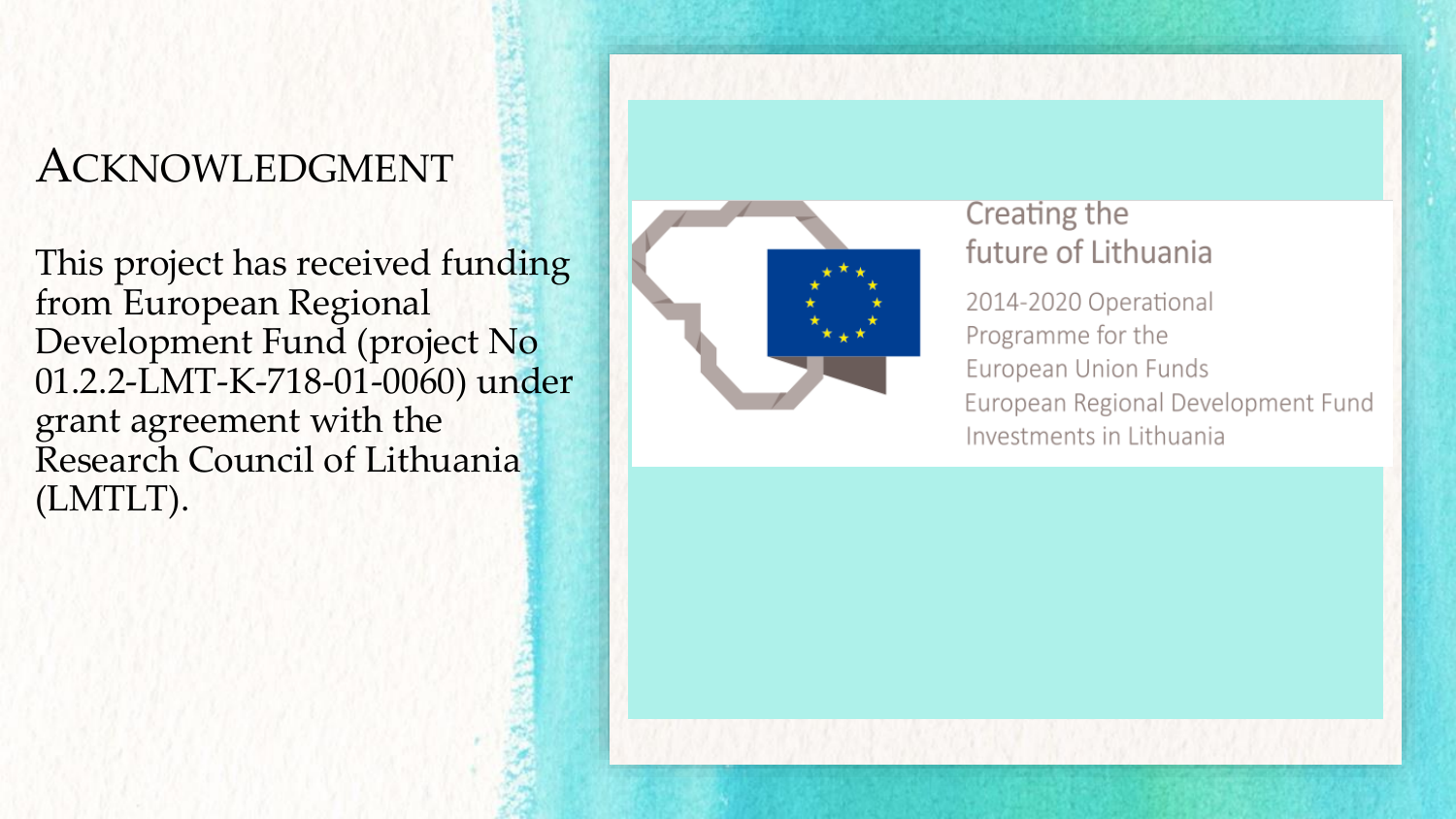# Acknowledgment

This project has received funding from European Regional Development Fund (project No 01.2.2-LMT-K-718-01-0060) under grant agreement with the Research Council of Lithuania (LMTLT).

Creating the future of Lithuania

2014-2020 Operational Programme for the European Union Funds

European Regional Development Fund

Investments in Lithuania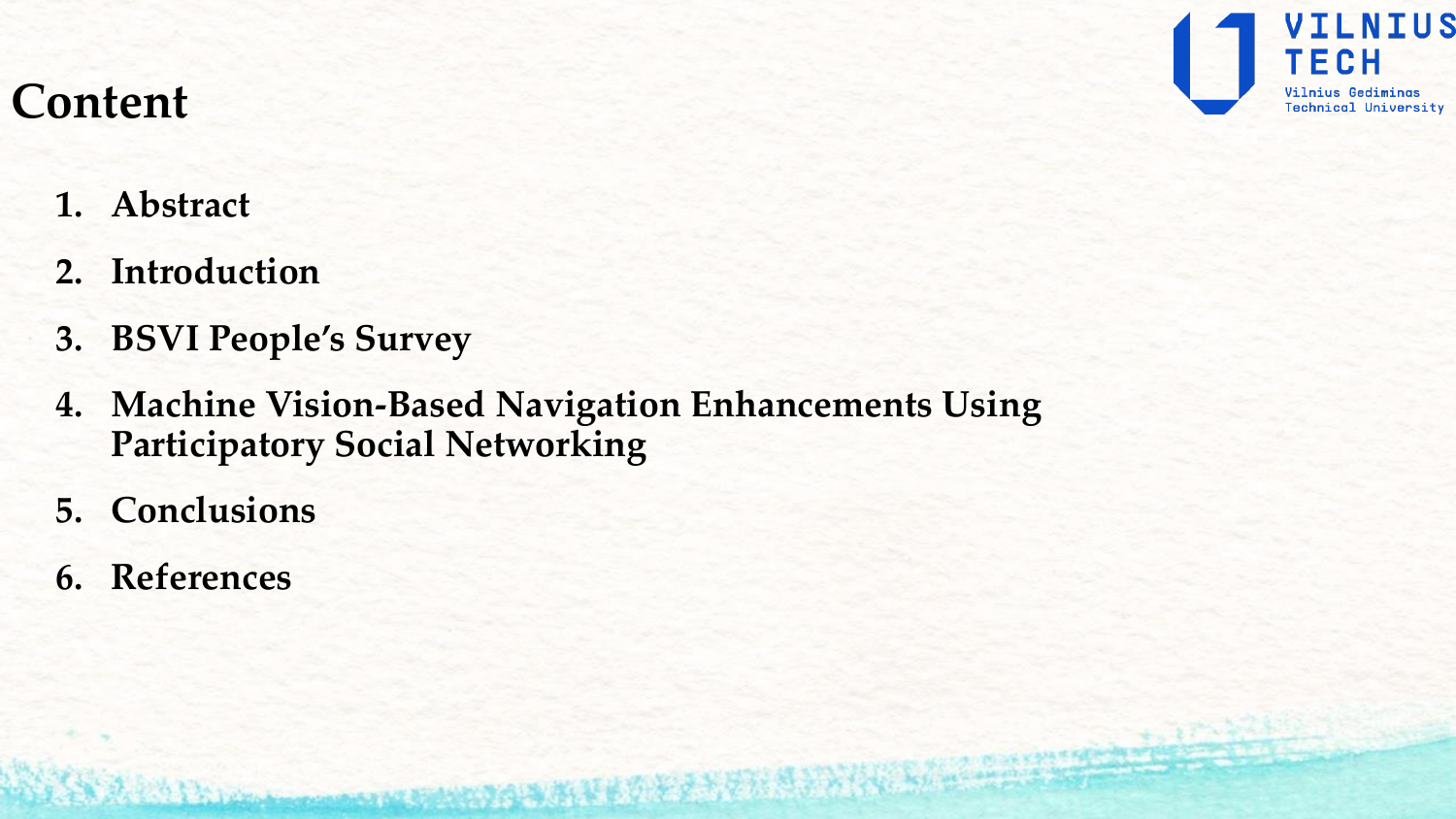# Content

1. **Abstract**
2. **Introduction**
3. **BSVI People's Survey**
4. **Machine Vision-Based Navigation Enhancements Using Participatory Social Networking**
5. **Conclusions**
6. **References**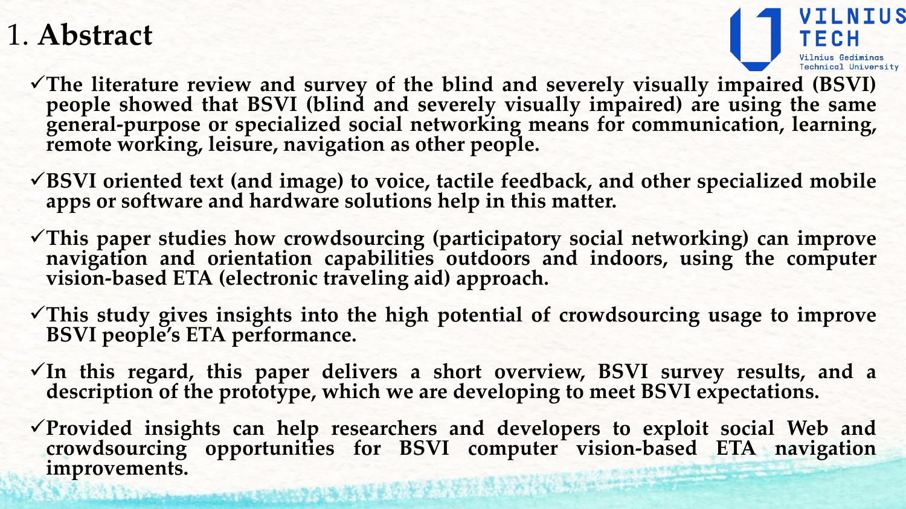# 1. Abstract

- ✓ **The literature review and survey of the blind and severely visually impaired (BSVI) people showed that BSVI (blind and severely visually impaired) are using the same general-purpose or specialized social networking means for communication, learning, remote working, leisure, navigation as other people.**
- ✓ **BSVI oriented text (and image) to voice, tactile feedback, and other specialized mobile apps or software and hardware solutions help in this matter.**
- ✓ **This paper studies how crowdsourcing (participatory social networking) can improve navigation and orientation capabilities outdoors and indoors, using the computer vision-based ETA (electronic traveling aid) approach.**
- ✓ **This study gives insights into the high potential of crowdsourcing usage to improve BSVI people's ETA performance.**
- ✓ **In this regard, this paper delivers a short overview, BSVI survey results, and a description of the prototype, which we are developing to meet BSVI expectations.**
- ✓ **Provided insights can help researchers and developers to exploit social Web and crowdsourcing opportunities for BSVI computer vision-based ETA navigation improvements.**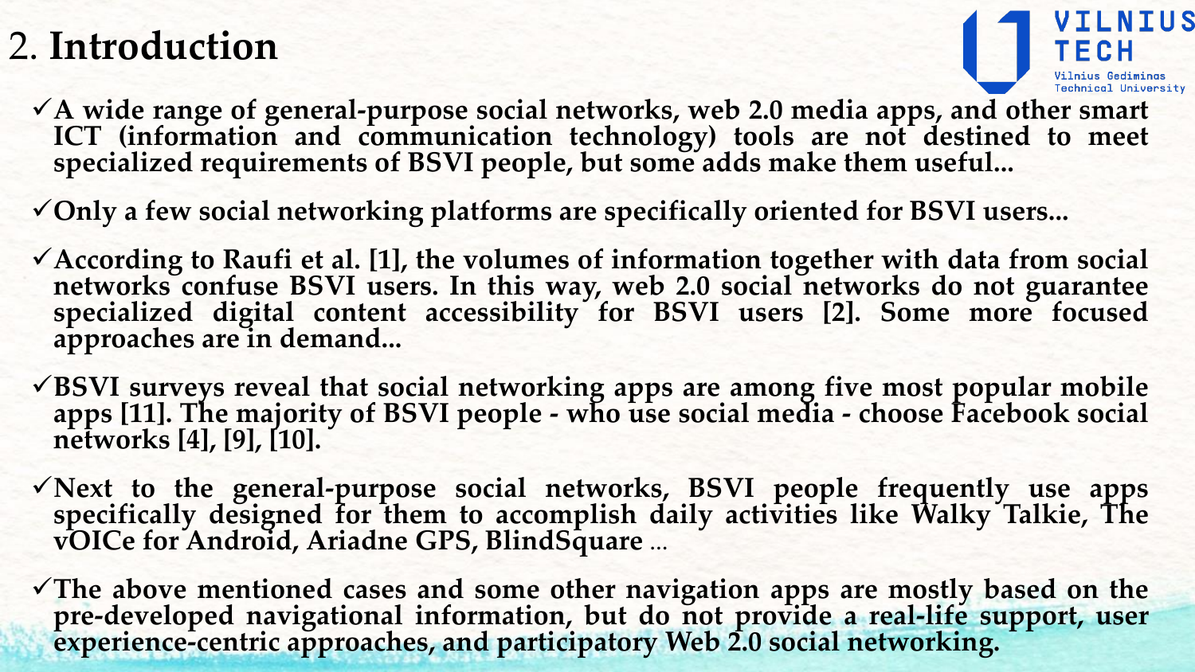# 2. Introduction

- ✓ **A wide range of general-purpose social networks, web 2.0 media apps, and other smart ICT (information and communication technology) tools are not destined to meet specialized requirements of BSVI people, but some adds make them useful...**
- ✓ **Only a few social networking platforms are specifically oriented for BSVI users...**
- ✓ **According to Raufi et al. [1], the volumes of information together with data from social networks confuse BSVI users. In this way, web 2.0 social networks do not guarantee specialized digital content accessibility for BSVI users [2]. Some more focused approaches are in demand...**
- ✓ **BSVI surveys reveal that social networking apps are among five most popular mobile apps [11]. The majority of BSVI people - who use social media - choose Facebook social networks [4], [9], [10].**
- ✓ **Next to the general-purpose social networks, BSVI people frequently use apps specifically designed for them to accomplish daily activities like Walky Talkie, The vOICe for Android, Ariadne GPS, BlindSquare** ...
- ✓ **The above mentioned cases and some other navigation apps are mostly based on the pre-developed navigational information, but do not provide a real-life support, user experience-centric approaches, and participatory Web 2.0 social networking.**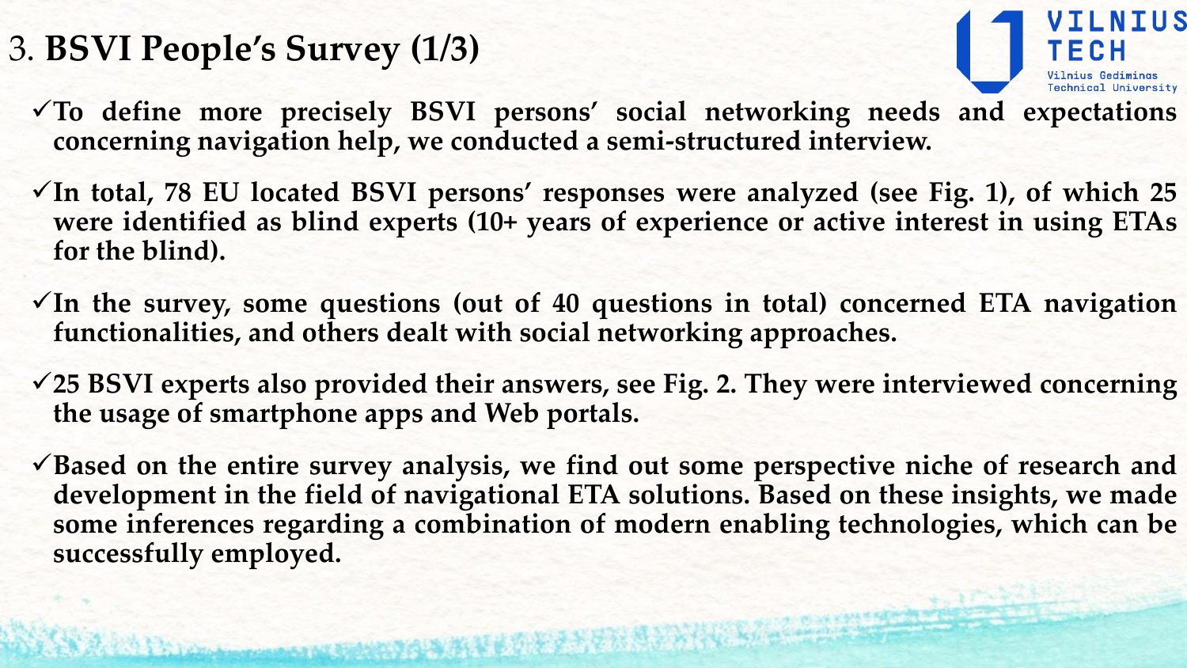# 3. **BSVI People's Survey (1/3)**

- ✓**To define more precisely BSVI persons' social networking needs and expectations concerning navigation help, we conducted a semi-structured interview.**
- ✓**In total, 78 EU located BSVI persons' responses were analyzed (see Fig. 1), of which 25 were identified as blind experts (10+ years of experience or active interest in using ETAs for the blind).**
- ✓**In the survey, some questions (out of 40 questions in total) concerned ETA navigation functionalities, and others dealt with social networking approaches.**
- ✓**25 BSVI experts also provided their answers, see Fig. 2. They were interviewed concerning the usage of smartphone apps and Web portals.**
- ✓**Based on the entire survey analysis, we find out some perspective niche of research and development in the field of navigational ETA solutions. Based on these insights, we made some inferences regarding a combination of modern enabling technologies, which can be successfully employed.**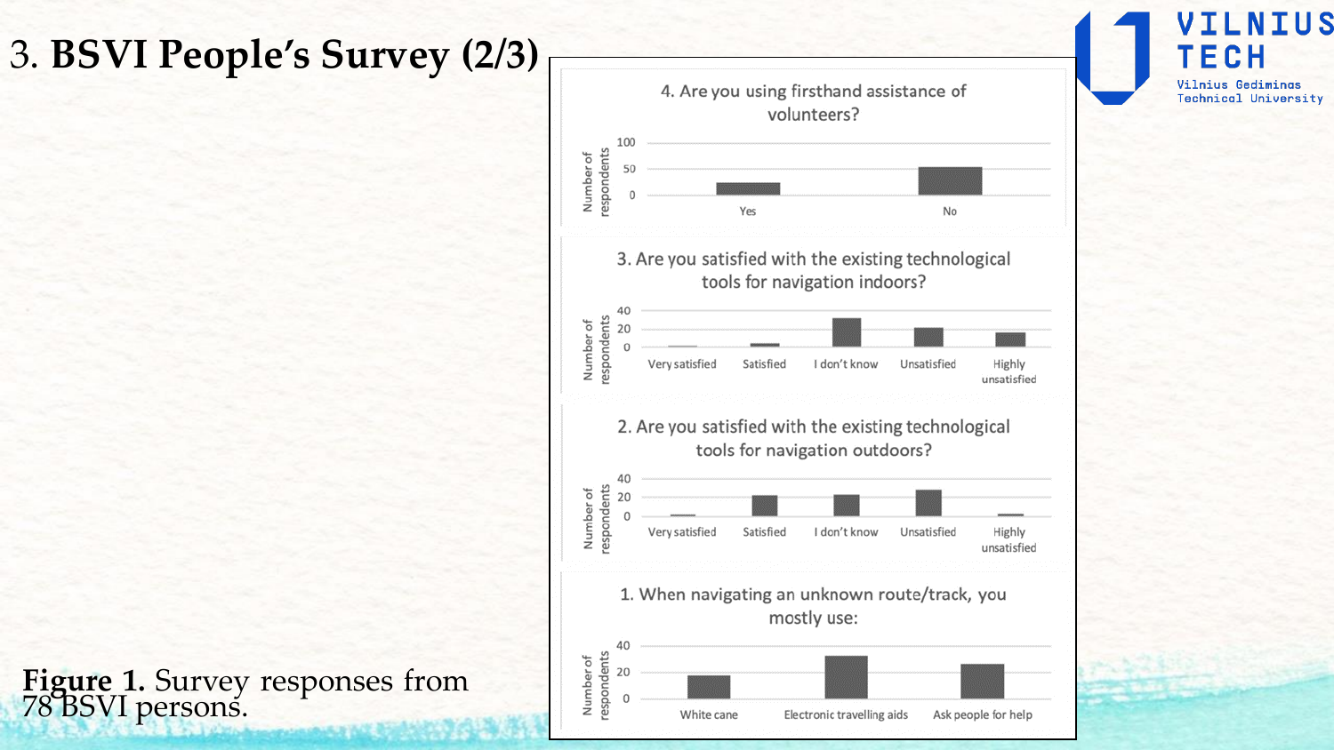# 3. BSVI People's Survey (2/3)

4. Are you using firsthand assistance of volunteers?

Number of respondents: 0, 50, 100

Yes | No

3. Are you satisfied with the existing technological tools for navigation indoors?

Number of respondents: 0, 20, 40

Very satisfied | Satisfied | I don't know | Unsatisfied | Highly unsatisfied

2. Are you satisfied with the existing technological tools for navigation outdoors?

Number of respondents: 0, 20, 40

Very satisfied | Satisfied | I don't know | Unsatisfied | Highly unsatisfied

1. When navigating an unknown route/track, you mostly use:

Number of respondents: 0, 20, 40

White cane | Electronic travelling aids | Ask people for help

**Figure 1.** Survey responses from 78 BSVI persons.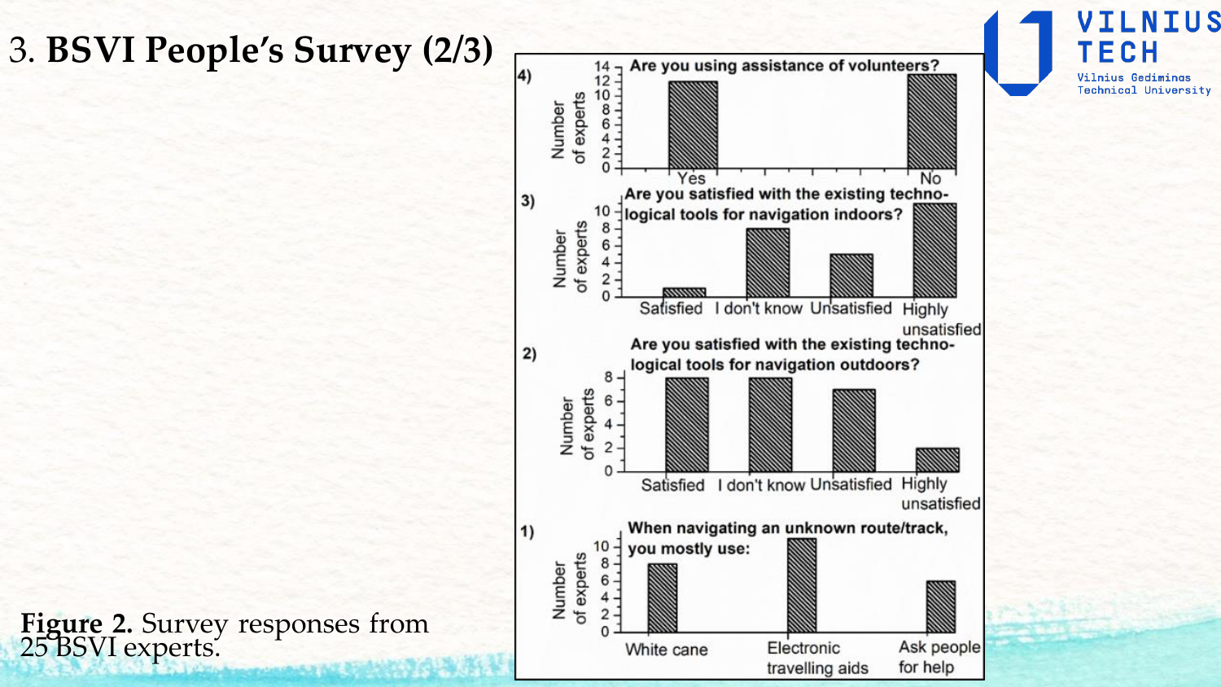# 3. BSVI People's Survey (2/3)

4) Are you using assistance of volunteers?

3) Are you satisfied with the existing technological tools for navigation indoors?

2) Are you satisfied with the existing technological tools for navigation outdoors?

1) When navigating an unknown route/track, you mostly use:

**Figure 2.** Survey responses from 25 BSVI experts.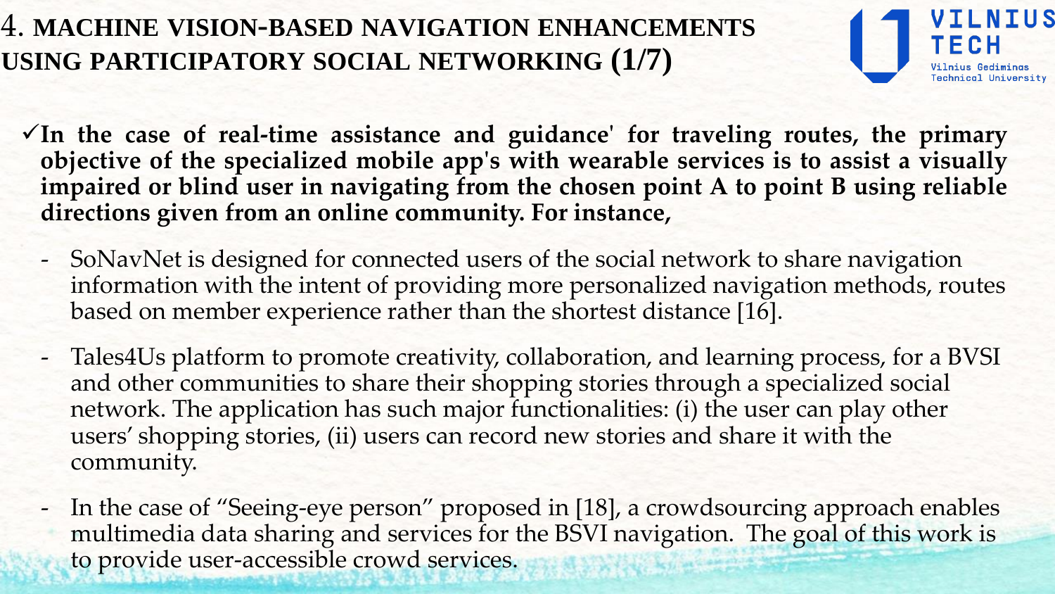# 4. MACHINE VISION-BASED NAVIGATION ENHANCEMENTS USING PARTICIPATORY SOCIAL NETWORKING (1/7)

✓ **In the case of real-time assistance and guidance' for traveling routes, the primary objective of the specialized mobile app's with wearable services is to assist a visually impaired or blind user in navigating from the chosen point A to point B using reliable directions given from an online community. For instance,**

- SoNavNet is designed for connected users of the social network to share navigation information with the intent of providing more personalized navigation methods, routes based on member experience rather than the shortest distance [16].
- Tales4Us platform to promote creativity, collaboration, and learning process, for a BVSI and other communities to share their shopping stories through a specialized social network. The application has such major functionalities: (i) the user can play other users' shopping stories, (ii) users can record new stories and share it with the community.
- In the case of "Seeing-eye person" proposed in [18], a crowdsourcing approach enables multimedia data sharing and services for the BSVI navigation. The goal of this work is to provide user-accessible crowd services.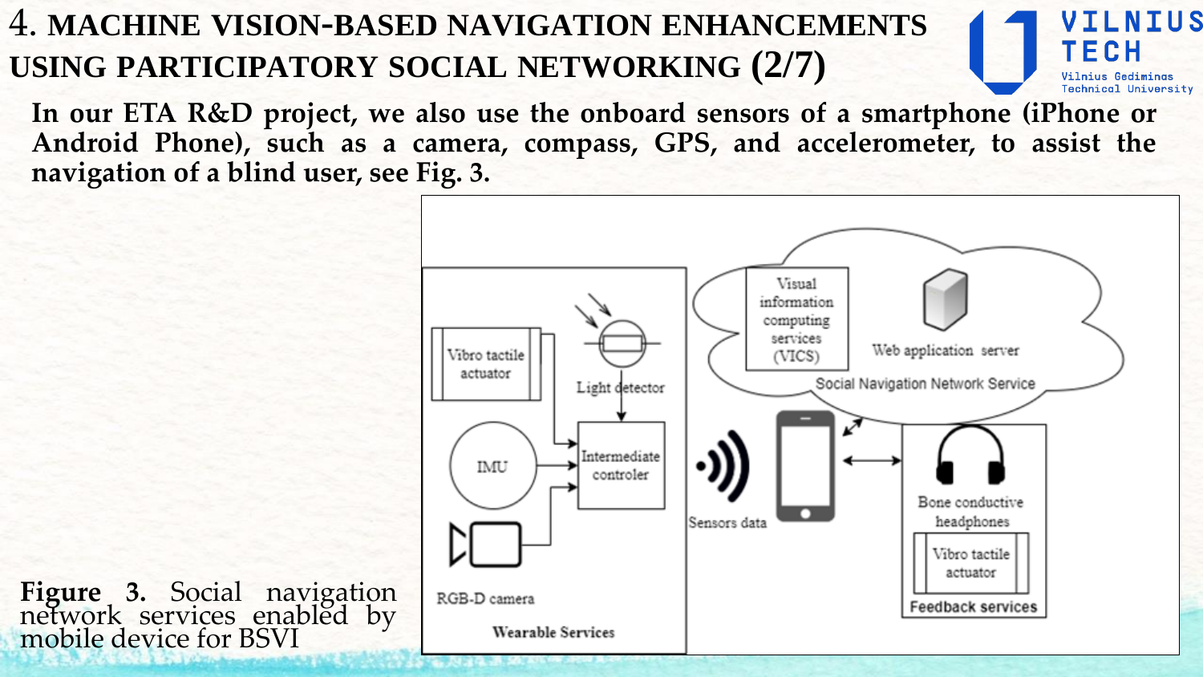# 4. MACHINE VISION-BASED NAVIGATION ENHANCEMENTS USING PARTICIPATORY SOCIAL NETWORKING (2/7)

**In our ETA R&D project, we also use the onboard sensors of a smartphone (iPhone or Android Phone), such as a camera, compass, GPS, and accelerometer, to assist the navigation of a blind user, see Fig. 3.**

**Figure 3.** Social navigation network services enabled by mobile device for BSVI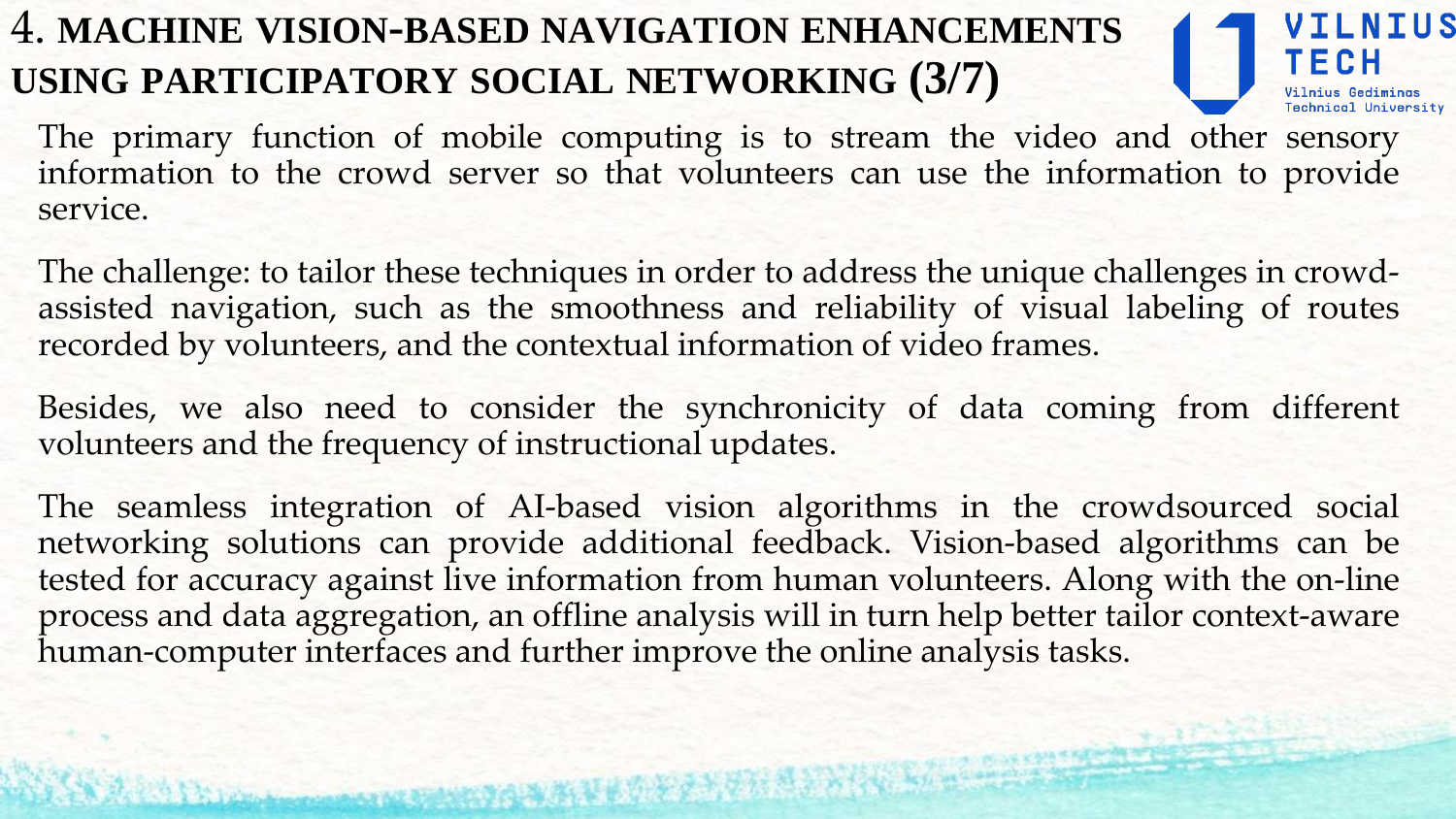# 4. MACHINE VISION-BASED NAVIGATION ENHANCEMENTS USING PARTICIPATORY SOCIAL NETWORKING (3/7)

The primary function of mobile computing is to stream the video and other sensory information to the crowd server so that volunteers can use the information to provide service.

The challenge: to tailor these techniques in order to address the unique challenges in crowd-assisted navigation, such as the smoothness and reliability of visual labeling of routes recorded by volunteers, and the contextual information of video frames.

Besides, we also need to consider the synchronicity of data coming from different volunteers and the frequency of instructional updates.

The seamless integration of AI-based vision algorithms in the crowdsourced social networking solutions can provide additional feedback. Vision-based algorithms can be tested for accuracy against live information from human volunteers. Along with the on-line process and data aggregation, an offline analysis will in turn help better tailor context-aware human-computer interfaces and further improve the online analysis tasks.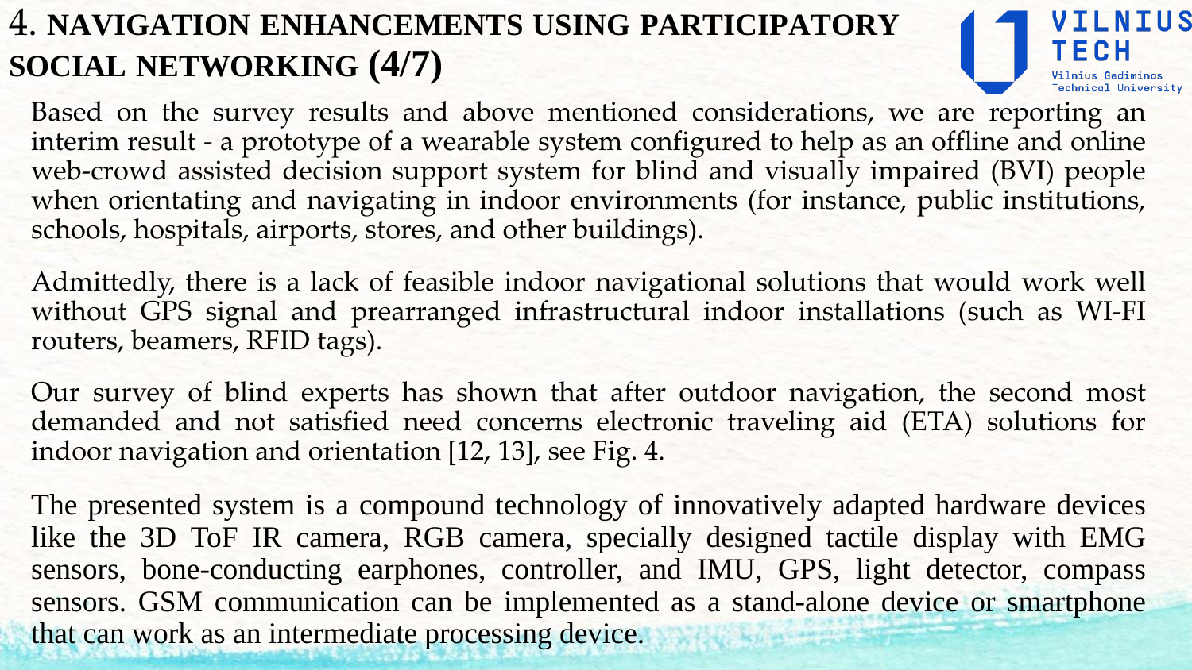# 4. NAVIGATION ENHANCEMENTS USING PARTICIPATORY SOCIAL NETWORKING (4/7)

Based on the survey results and above mentioned considerations, we are reporting an interim result - a prototype of a wearable system configured to help as an offline and online web-crowd assisted decision support system for blind and visually impaired (BVI) people when orientating and navigating in indoor environments (for instance, public institutions, schools, hospitals, airports, stores, and other buildings).

Admittedly, there is a lack of feasible indoor navigational solutions that would work well without GPS signal and prearranged infrastructural indoor installations (such as WI-FI routers, beamers, RFID tags).

Our survey of blind experts has shown that after outdoor navigation, the second most demanded and not satisfied need concerns electronic traveling aid (ETA) solutions for indoor navigation and orientation [12, 13], see Fig. 4.

The presented system is a compound technology of innovatively adapted hardware devices like the 3D ToF IR camera, RGB camera, specially designed tactile display with EMG sensors, bone-conducting earphones, controller, and IMU, GPS, light detector, compass sensors. GSM communication can be implemented as a stand-alone device or smartphone that can work as an intermediate processing device.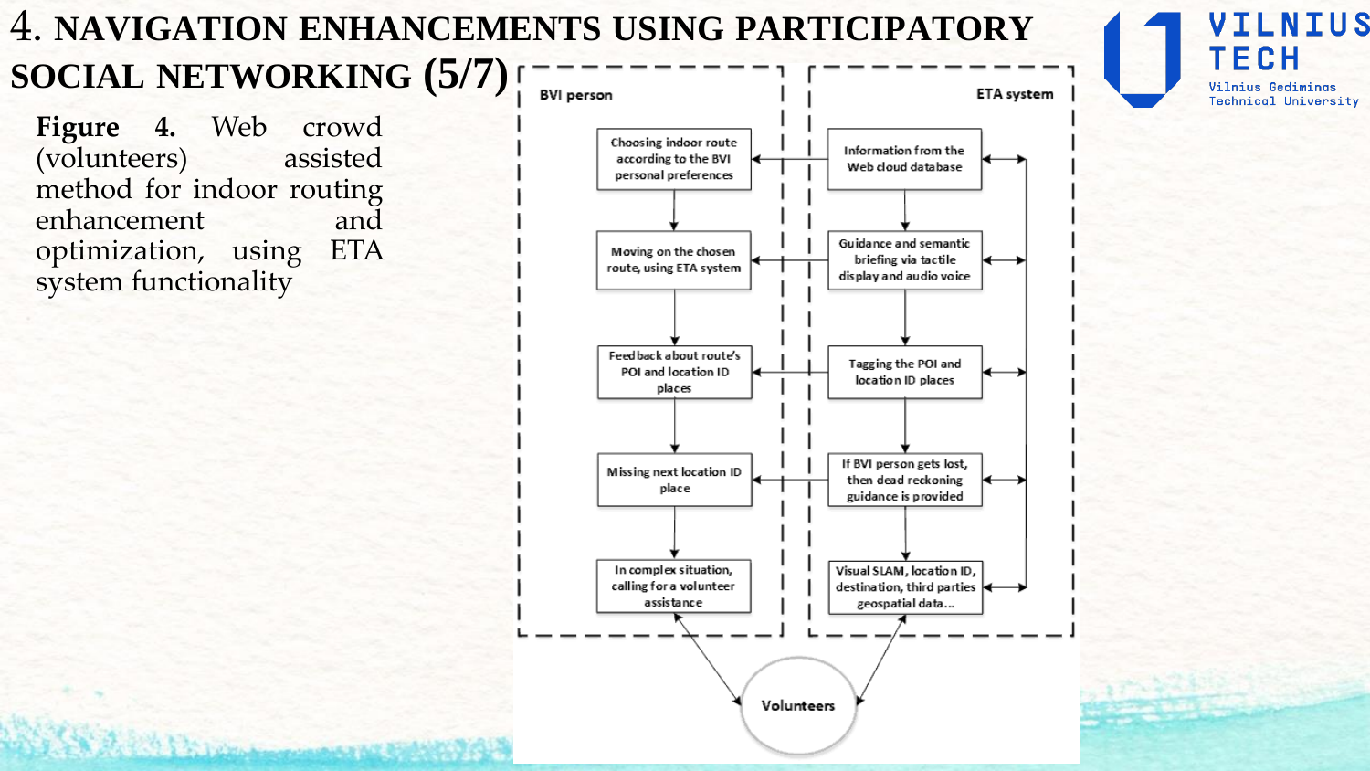# 4. NAVIGATION ENHANCEMENTS USING PARTICIPATORY SOCIAL NETWORKING (5/7)

**Figure 4.** Web crowd (volunteers) assisted method for indoor routing enhancement and optimization, using ETA system functionality

BVI person

- Choosing indoor route according to the BVI personal preferences
- Moving on the chosen route, using ETA system
- Feedback about route's POI and location ID places
- Missing next location ID place
- In complex situation, calling for a volunteer assistance

ETA system

- Information from the Web cloud database
- Guidance and semantic briefing via tactile display and audio voice
- Tagging the POI and location ID places
- If BVI person gets lost, then dead reckoning guidance is provided
- Visual SLAM, location ID, destination, third parties geospatial data...

Volunteers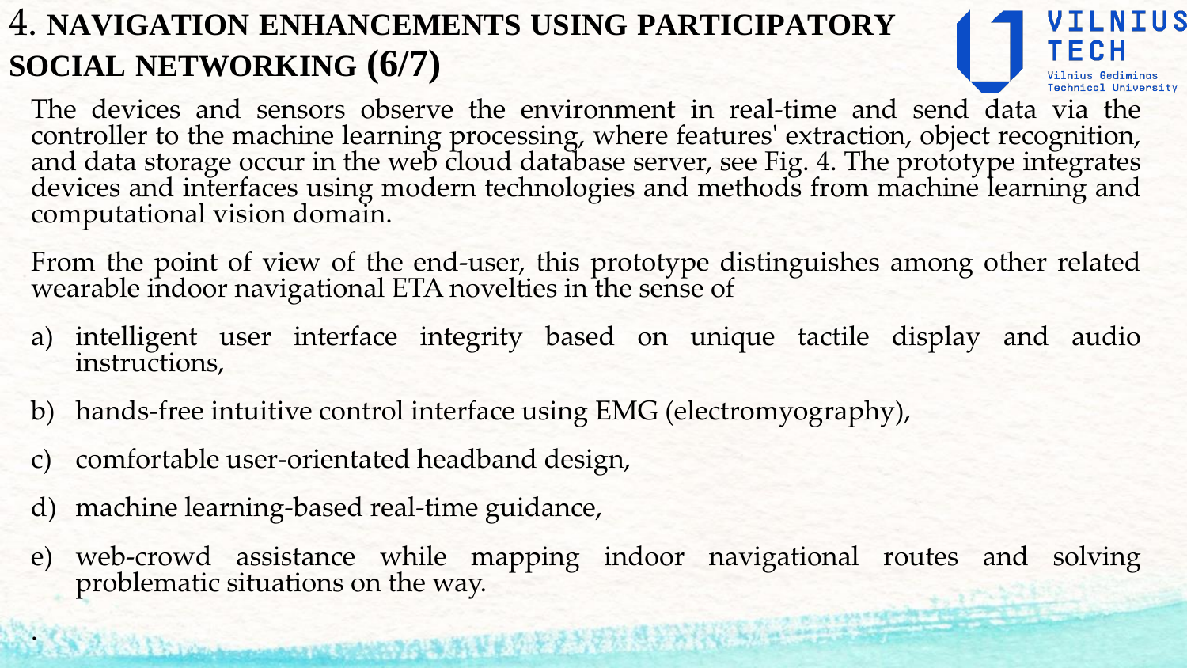# 4. NAVIGATION ENHANCEMENTS USING PARTICIPATORY SOCIAL NETWORKING (6/7)

The devices and sensors observe the environment in real-time and send data via the controller to the machine learning processing, where features' extraction, object recognition, and data storage occur in the web cloud database server, see Fig. 4. The prototype integrates devices and interfaces using modern technologies and methods from machine learning and computational vision domain.

From the point of view of the end-user, this prototype distinguishes among other related wearable indoor navigational ETA novelties in the sense of

a) intelligent user interface integrity based on unique tactile display and audio instructions,

b) hands-free intuitive control interface using EMG (electromyography),

c) comfortable user-orientated headband design,

d) machine learning-based real-time guidance,

e) web-crowd assistance while mapping indoor navigational routes and solving problematic situations on the way.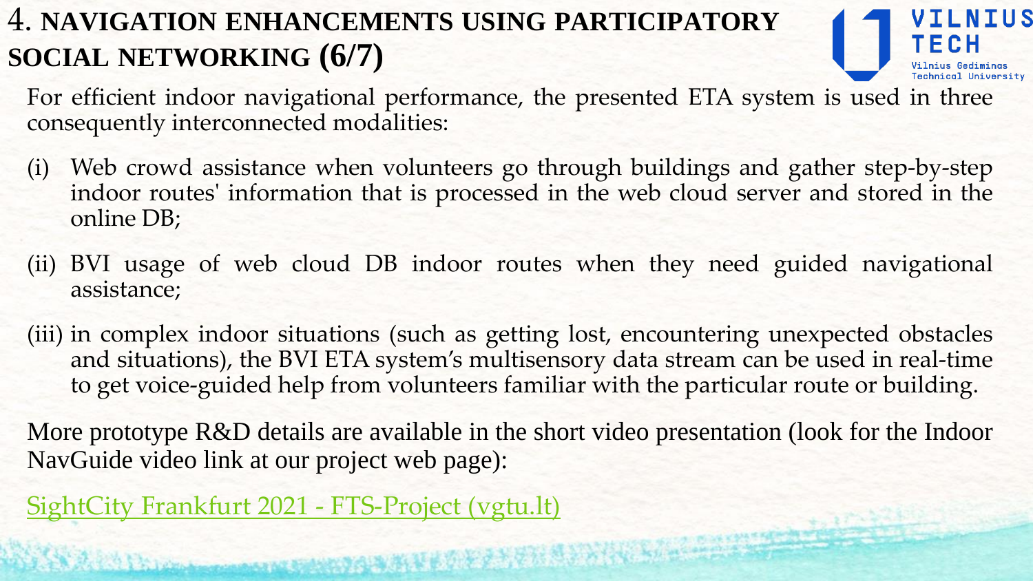# 4. NAVIGATION ENHANCEMENTS USING PARTICIPATORY SOCIAL NETWORKING (6/7)

For efficient indoor navigational performance, the presented ETA system is used in three consequently interconnected modalities:

(i) Web crowd assistance when volunteers go through buildings and gather step-by-step indoor routes' information that is processed in the web cloud server and stored in the online DB;

(ii) BVI usage of web cloud DB indoor routes when they need guided navigational assistance;

(iii) in complex indoor situations (such as getting lost, encountering unexpected obstacles and situations), the BVI ETA system's multisensory data stream can be used in real-time to get voice-guided help from volunteers familiar with the particular route or building.

More prototype R&D details are available in the short video presentation (look for the Indoor NavGuide video link at our project web page):

SightCity Frankfurt 2021 - FTS-Project (vgtu.lt)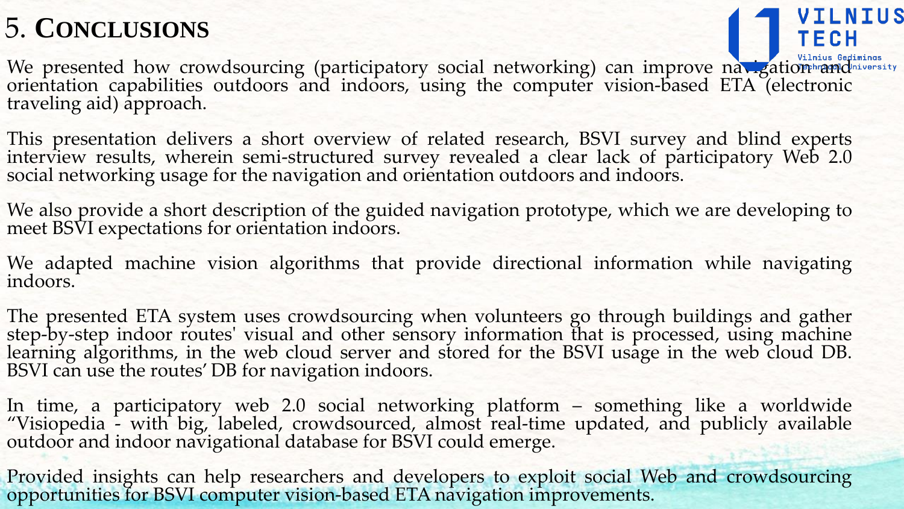# 5. CONCLUSIONS

We presented how crowdsourcing (participatory social networking) can improve navigation and orientation capabilities outdoors and indoors, using the computer vision-based ETA (electronic traveling aid) approach.

This presentation delivers a short overview of related research, BSVI survey and blind experts interview results, wherein semi-structured survey revealed a clear lack of participatory Web 2.0 social networking usage for the navigation and orientation outdoors and indoors.

We also provide a short description of the guided navigation prototype, which we are developing to meet BSVI expectations for orientation indoors.

We adapted machine vision algorithms that provide directional information while navigating indoors.

The presented ETA system uses crowdsourcing when volunteers go through buildings and gather step-by-step indoor routes' visual and other sensory information that is processed, using machine learning algorithms, in the web cloud server and stored for the BSVI usage in the web cloud DB. BSVI can use the routes' DB for navigation indoors.

In time, a participatory web 2.0 social networking platform – something like a worldwide "Visiopedia - with big, labeled, crowdsourced, almost real-time updated, and publicly available outdoor and indoor navigational database for BSVI could emerge.

Provided insights can help researchers and developers to exploit social Web and crowdsourcing opportunities for BSVI computer vision-based ETA navigation improvements.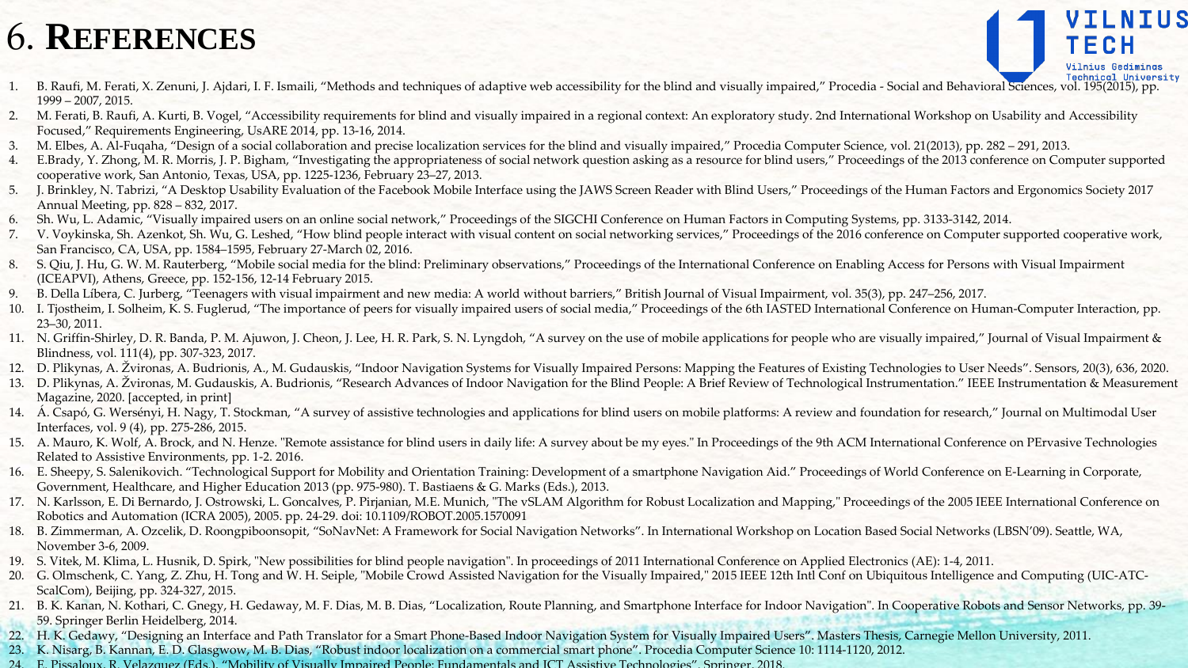# 6. REFERENCES

1. B. Raufi, M. Ferati, X. Zenuni, J. Ajdari, I. F. Ismaili, "Methods and techniques of adaptive web accessibility for the blind and visually impaired," Procedia - Social and Behavioral Sciences, vol. 195(2015), pp. 1999 – 2007, 2015.
2. M. Ferati, B. Raufi, A. Kurti, B. Vogel, "Accessibility requirements for blind and visually impaired in a regional context: An exploratory study. 2nd International Workshop on Usability and Accessibility Focused," Requirements Engineering, UsARE 2014, pp. 13-16, 2014.
3. M. Elbes, A. Al-Fuqaha, "Design of a social collaboration and precise localization services for the blind and visually impaired," Procedia Computer Science, vol. 21(2013), pp. 282 – 291, 2013.
4. E.Brady, Y. Zhong, M. R. Morris, J. P. Bigham, "Investigating the appropriateness of social network question asking as a resource for blind users," Proceedings of the 2013 conference on Computer supported cooperative work, San Antonio, Texas, USA, pp. 1225-1236, February 23–27, 2013.
5. J. Brinkley, N. Tabrizi, "A Desktop Usability Evaluation of the Facebook Mobile Interface using the JAWS Screen Reader with Blind Users," Proceedings of the Human Factors and Ergonomics Society 2017 Annual Meeting, pp. 828 – 832, 2017.
6. Sh. Wu, L. Adamic, "Visually impaired users on an online social network," Proceedings of the SIGCHI Conference on Human Factors in Computing Systems, pp. 3133-3142, 2014.
7. V. Voykinska, Sh. Azenkot, Sh. Wu, G. Leshed, "How blind people interact with visual content on social networking services," Proceedings of the 2016 conference on Computer supported cooperative work, San Francisco, CA, USA, pp. 1584–1595, February 27-March 02, 2016.
8. S. Qiu, J. Hu, G. W. M. Rauterberg, "Mobile social media for the blind: Preliminary observations," Proceedings of the International Conference on Enabling Access for Persons with Visual Impairment (ICEAPVI), Athens, Greece, pp. 152-156, 12-14 February 2015.
9. B. Della Líbera, C. Jurberg, "Teenagers with visual impairment and new media: A world without barriers," British Journal of Visual Impairment, vol. 35(3), pp. 247–256, 2017.
10. I. Tjostheim, I. Solheim, K. S. Fuglerud, "The importance of peers for visually impaired users of social media," Proceedings of the 6th IASTED International Conference on Human-Computer Interaction, pp. 23–30, 2011.
11. N. Griffin-Shirley, D. R. Banda, P. M. Ajuwon, J. Cheon, J. Lee, H. R. Park, S. N. Lyngdoh, "A survey on the use of mobile applications for people who are visually impaired," Journal of Visual Impairment & Blindness, vol. 111(4), pp. 307-323, 2017.
12. D. Plikynas, A. Žvironas, A. Budrionis, A., M. Gudauskis, "Indoor Navigation Systems for Visually Impaired Persons: Mapping the Features of Existing Technologies to User Needs". Sensors, 20(3), 636, 2020.
13. D. Plikynas, A. Žvironas, M. Gudauskis, A. Budrionis, "Research Advances of Indoor Navigation for the Blind People: A Brief Review of Technological Instrumentation." IEEE Instrumentation & Measurement Magazine, 2020. [accepted, in print]
14. Á. Csapó, G. Wersényi, H. Nagy, T. Stockman, "A survey of assistive technologies and applications for blind users on mobile platforms: A review and foundation for research," Journal on Multimodal User Interfaces, vol. 9 (4), pp. 275-286, 2015.
15. A. Mauro, K. Wolf, A. Brock, and N. Henze. "Remote assistance for blind users in daily life: A survey about be my eyes." In Proceedings of the 9th ACM International Conference on PErvasive Technologies Related to Assistive Environments, pp. 1-2. 2016.
16. E. Sheepy, S. Salenikovich. "Technological Support for Mobility and Orientation Training: Development of a smartphone Navigation Aid." Proceedings of World Conference on E-Learning in Corporate, Government, Healthcare, and Higher Education 2013 (pp. 975-980). T. Bastiaens & G. Marks (Eds.), 2013.
17. N. Karlsson, E. Di Bernardo, J. Ostrowski, L. Goncalves, P. Pirjanian, M.E. Munich, "The vSLAM Algorithm for Robust Localization and Mapping," Proceedings of the 2005 IEEE International Conference on Robotics and Automation (ICRA 2005), 2005. pp. 24-29. doi: 10.1109/ROBOT.2005.1570091
18. B. Zimmerman, A. Ozcelik, D. Roongpiboonsopit, "SoNavNet: A Framework for Social Navigation Networks". In International Workshop on Location Based Social Networks (LBSN'09). Seattle, WA, November 3-6, 2009.
19. S. Vitek, M. Klima, L. Husnik, D. Spirk, "New possibilities for blind people navigation". In proceedings of 2011 International Conference on Applied Electronics (AE): 1-4, 2011.
20. G. Olmschenk, C. Yang, Z. Zhu, H. Tong and W. H. Seiple, "Mobile Crowd Assisted Navigation for the Visually Impaired," 2015 IEEE 12th Intl Conf on Ubiquitous Intelligence and Computing (UIC-ATC-ScalCom), Beijing, pp. 324-327, 2015.
21. B. K. Kanan, N. Kothari, C. Gnegy, H. Gedaway, M. F. Dias, M. B. Dias, "Localization, Route Planning, and Smartphone Interface for Indoor Navigation". In Cooperative Robots and Sensor Networks, pp. 39-59. Springer Berlin Heidelberg, 2014.
22. H. K. Gedawy, "Designing an Interface and Path Translator for a Smart Phone-Based Indoor Navigation System for Visually Impaired Users". Masters Thesis, Carnegie Mellon University, 2011.
23. K. Nisarg, B. Kannan, E. D. Glasgwow, M. B. Dias, "Robust indoor localization on a commercial smart phone". Procedia Computer Science 10: 1114-1120, 2012.
24. E. Pissaloux, R. Velazquez (Eds.), "Mobility of Visually Impaired People: Fundamentals and ICT Assistive Technologies", Springer, 2018.